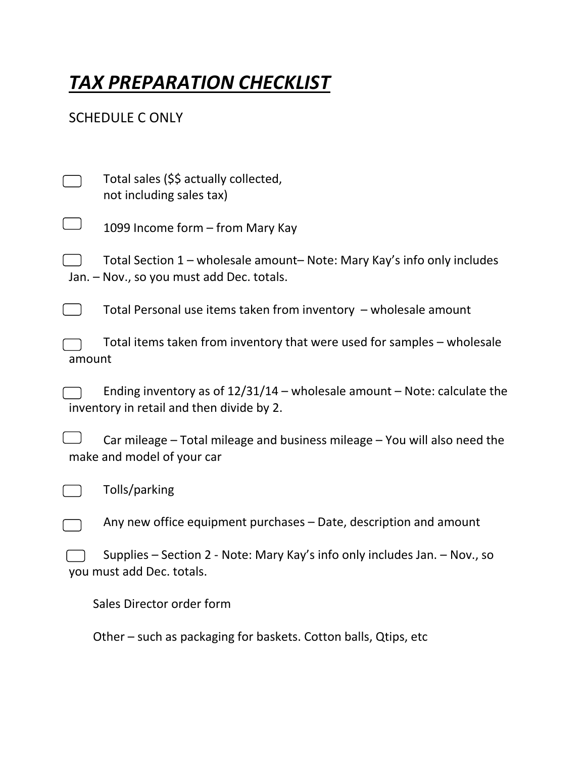# ***TAX PREPARATION CHECKLIST***

SCHEDULE C ONLY

- [ ] Total sales ($$ actually collected, not including sales tax)
- [ ] 1099 Income form – from Mary Kay
- [ ] Total Section 1 – wholesale amount– Note: Mary Kay's info only includes Jan. – Nov., so you must add Dec. totals.
- [ ] Total Personal use items taken from inventory – wholesale amount
- [ ] Total items taken from inventory that were used for samples – wholesale amount
- [ ] Ending inventory as of 12/31/14 – wholesale amount – Note: calculate the inventory in retail and then divide by 2.
- [ ] Car mileage – Total mileage and business mileage – You will also need the make and model of your car
- [ ] Tolls/parking
- [ ] Any new office equipment purchases – Date, description and amount
- [ ] Supplies – Section 2 - Note: Mary Kay's info only includes Jan. – Nov., so you must add Dec. totals.

    Sales Director order form

    Other – such as packaging for baskets. Cotton balls, Qtips, etc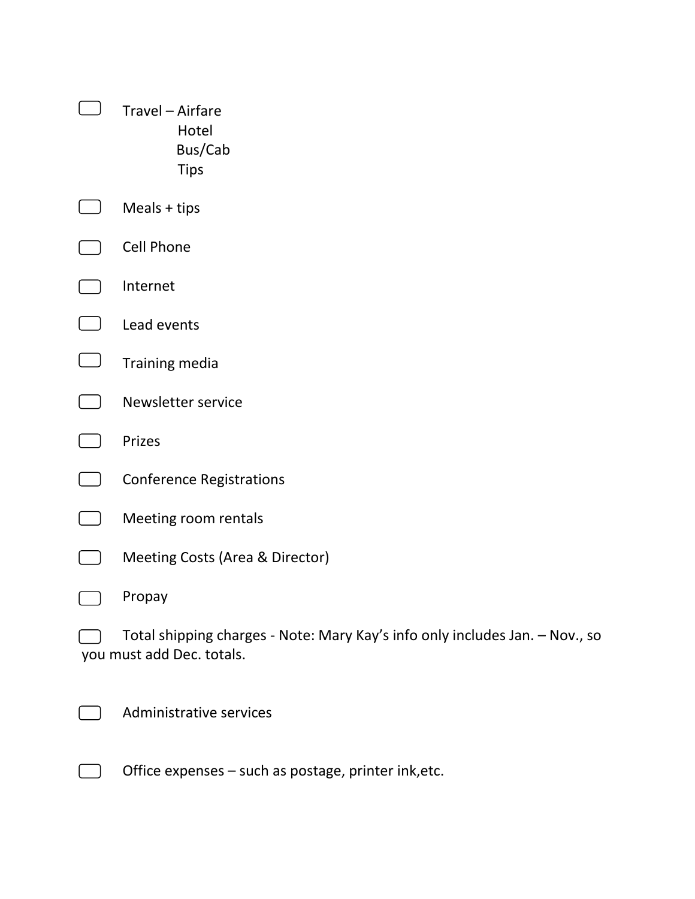- [ ] Travel – Airfare
  Hotel
  Bus/Cab
  Tips

- [ ] Meals + tips

- [ ] Cell Phone

- [ ] Internet

- [ ] Lead events

- [ ] Training media

- [ ] Newsletter service

- [ ] Prizes

- [ ] Conference Registrations

- [ ] Meeting room rentals

- [ ] Meeting Costs (Area & Director)

- [ ] Propay

- [ ] Total shipping charges - Note: Mary Kay's info only includes Jan. – Nov., so you must add Dec. totals.

- [ ] Administrative services

- [ ] Office expenses – such as postage, printer ink,etc.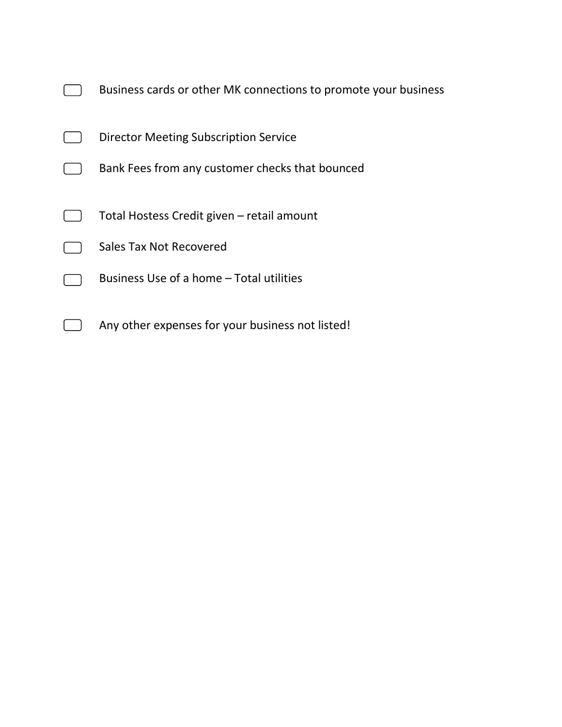- [ ] Business cards or other MK connections to promote your business
- [ ] Director Meeting Subscription Service
- [ ] Bank Fees from any customer checks that bounced
- [ ] Total Hostess Credit given – retail amount
- [ ] Sales Tax Not Recovered
- [ ] Business Use of a home – Total utilities
- [ ] Any other expenses for your business not listed!